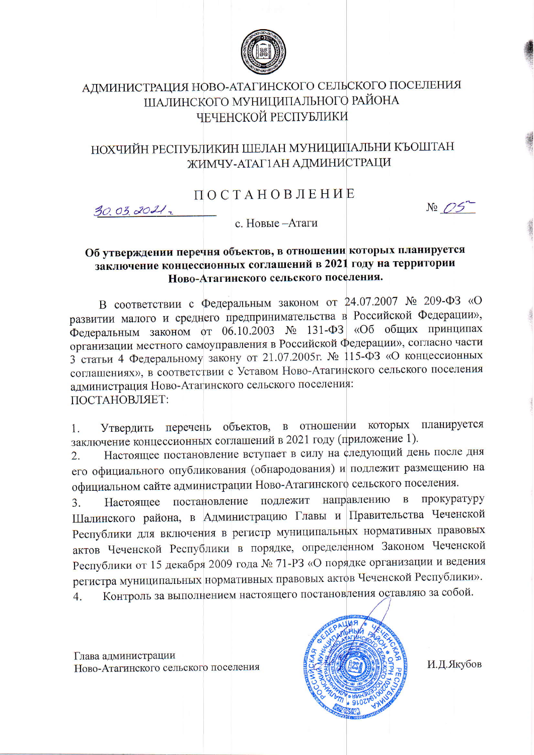АДМИНИСТРАЦИЯ НОВО-АТАГИНСКОГО СЕЛЬСКОГО ПОСЕЛЕНИЯ
ШАЛИНСКОГО МУНИЦИПАЛЬНОГО РАЙОНА
ЧЕЧЕНСКОЙ РЕСПУБЛИКИ

НОХЧИЙН РЕСПУБЛИКИН ШЕЛАН МУНИЦИПАЛЬНИ КЪОШТАН
ЖИМЧУ-АТАГ1АН АДМИНИСТРАЦИ

# ПОСТАНОВЛЕНИЕ

30.03.2021 г. № 05

с. Новые –Атаги

**Об утверждении перечня объектов, в отношении которых планируется заключение концессионных соглашений в 2021 году на территории Ново-Атагинского сельского поселения.**

В соответствии с Федеральным законом от 24.07.2007 № 209-ФЗ «О развитии малого и среднего предпринимательства в Российской Федерации», Федеральным законом от 06.10.2003 № 131-ФЗ «Об общих принципах организации местного самоуправления в Российской Федерации», согласно части 3 статьи 4 Федеральному закону от 21.07.2005г. № 115-ФЗ «О концессионных соглашениях», в соответствии с Уставом Ново-Атагинского сельского поселения администрация Ново-Атагинского сельского поселения:
ПОСТАНОВЛЯЕТ:

1. Утвердить перечень объектов, в отношении которых планируется заключение концессионных соглашений в 2021 году (приложение 1).
2. Настоящее постановление вступает в силу на следующий день после дня его официального опубликования (обнародования) и подлежит размещению на официальном сайте администрации Ново-Атагинского сельского поселения.
3. Настоящее постановление подлежит направлению в прокуратуру Шалинского района, в Администрацию Главы и Правительства Чеченской Республики для включения в регистр муниципальных нормативных правовых актов Чеченской Республики в порядке, определенном Законом Чеченской Республики от 15 декабря 2009 года № 71-РЗ «О порядке организации и ведения регистра муниципальных нормативных правовых актов Чеченской Республики».
4. Контроль за выполнением настоящего постановления оставляю за собой.

Глава администрации
Ново-Атагинского сельского поселения И.Д.Якубов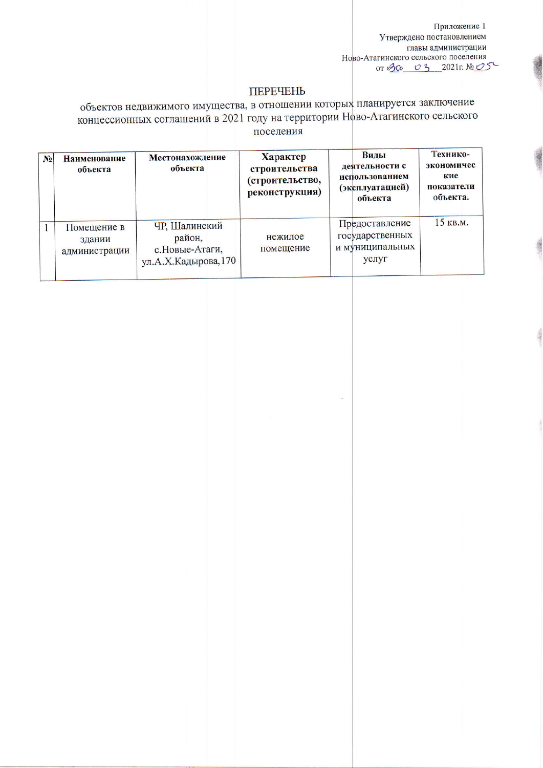Приложение 1
Утверждено постановлением
главы администрации
Ново-Атагинского сельского поселения
от «30» 03 2021г. № 05

# ПЕРЕЧЕНЬ

объектов недвижимого имущества, в отношении которых планируется заключение концессионных соглашений в 2021 году на территории Ново-Атагинского сельского поселения

| № | Наименование объекта | Местонахождение объекта | Характер строительства (строительство, реконструкция) | Виды деятельности с использованием (эксплуатацией) объекта | Технико-экономические показатели объекта. |
|---|---|---|---|---|---|
| 1 | Помещение в здании администрации | ЧР, Шалинский район, с.Новые-Атаги, ул.А.Х.Кадырова,170 | нежилое помещение | Предоставление государственных и муниципальных услуг | 15 кв.м. |